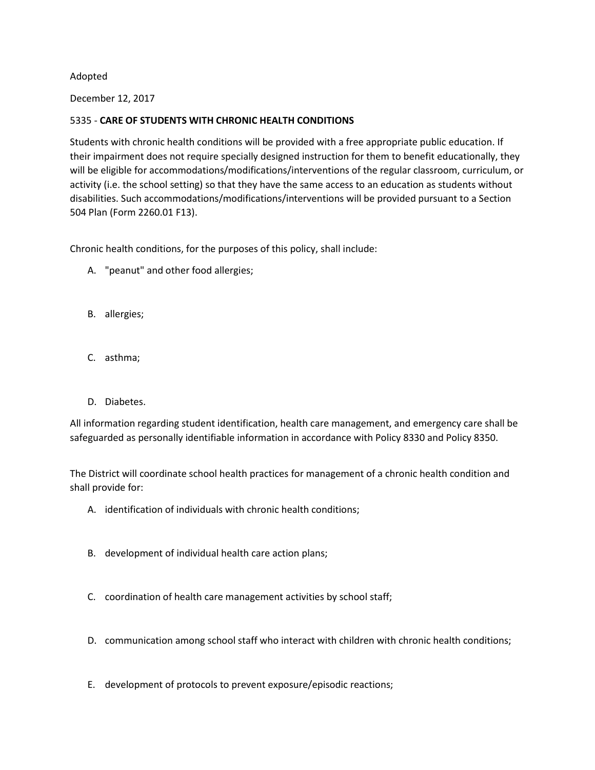Adopted

December 12, 2017

5335 - **CARE OF STUDENTS WITH CHRONIC HEALTH CONDITIONS**

Students with chronic health conditions will be provided with a free appropriate public education. If their impairment does not require specially designed instruction for them to benefit educationally, they will be eligible for accommodations/modifications/interventions of the regular classroom, curriculum, or activity (i.e. the school setting) so that they have the same access to an education as students without disabilities. Such accommodations/modifications/interventions will be provided pursuant to a Section 504 Plan (Form 2260.01 F13).

Chronic health conditions, for the purposes of this policy, shall include:

A. "peanut" and other food allergies;

B. allergies;

C. asthma;

D. Diabetes.

All information regarding student identification, health care management, and emergency care shall be safeguarded as personally identifiable information in accordance with Policy 8330 and Policy 8350.

The District will coordinate school health practices for management of a chronic health condition and shall provide for:

A. identification of individuals with chronic health conditions;

B. development of individual health care action plans;

C. coordination of health care management activities by school staff;

D. communication among school staff who interact with children with chronic health conditions;

E. development of protocols to prevent exposure/episodic reactions;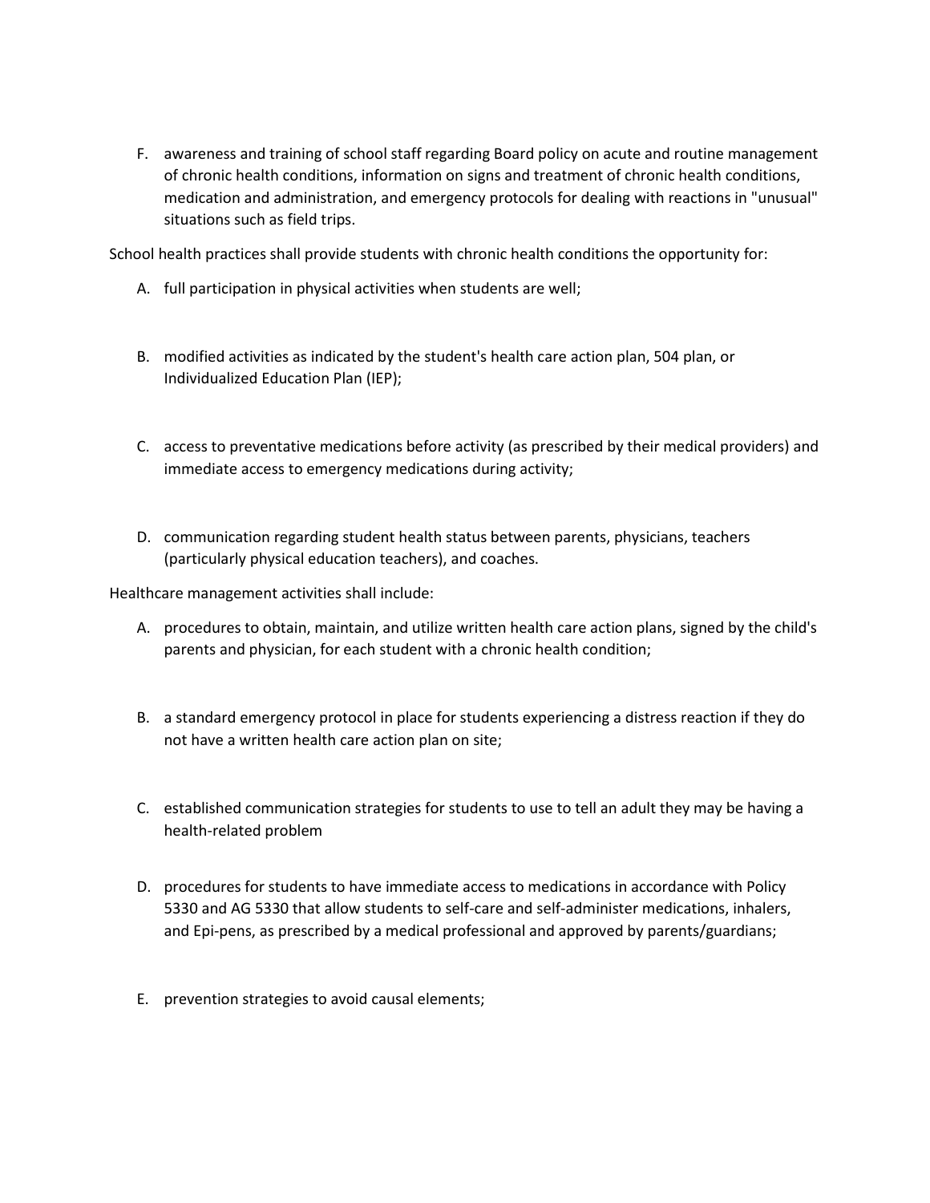F. awareness and training of school staff regarding Board policy on acute and routine management of chronic health conditions, information on signs and treatment of chronic health conditions, medication and administration, and emergency protocols for dealing with reactions in "unusual" situations such as field trips.

School health practices shall provide students with chronic health conditions the opportunity for:

A. full participation in physical activities when students are well;

B. modified activities as indicated by the student's health care action plan, 504 plan, or Individualized Education Plan (IEP);

C. access to preventative medications before activity (as prescribed by their medical providers) and immediate access to emergency medications during activity;

D. communication regarding student health status between parents, physicians, teachers (particularly physical education teachers), and coaches.

Healthcare management activities shall include:

A. procedures to obtain, maintain, and utilize written health care action plans, signed by the child's parents and physician, for each student with a chronic health condition;

B. a standard emergency protocol in place for students experiencing a distress reaction if they do not have a written health care action plan on site;

C. established communication strategies for students to use to tell an adult they may be having a health-related problem

D. procedures for students to have immediate access to medications in accordance with Policy 5330 and AG 5330 that allow students to self-care and self-administer medications, inhalers, and Epi-pens, as prescribed by a medical professional and approved by parents/guardians;

E. prevention strategies to avoid causal elements;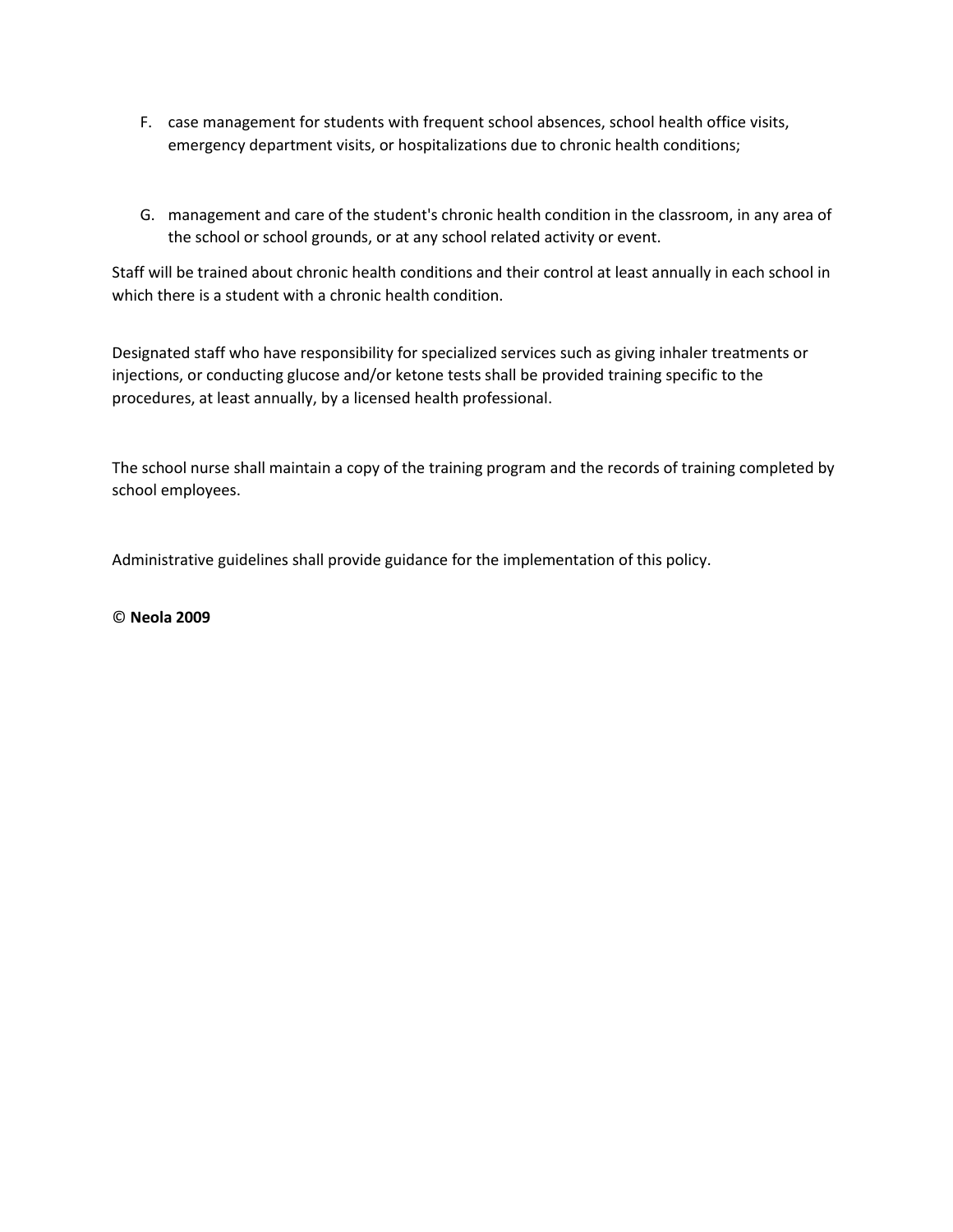F. case management for students with frequent school absences, school health office visits, emergency department visits, or hospitalizations due to chronic health conditions;

G. management and care of the student's chronic health condition in the classroom, in any area of the school or school grounds, or at any school related activity or event.

Staff will be trained about chronic health conditions and their control at least annually in each school in which there is a student with a chronic health condition.

Designated staff who have responsibility for specialized services such as giving inhaler treatments or injections, or conducting glucose and/or ketone tests shall be provided training specific to the procedures, at least annually, by a licensed health professional.

The school nurse shall maintain a copy of the training program and the records of training completed by school employees.

Administrative guidelines shall provide guidance for the implementation of this policy.

© **Neola 2009**